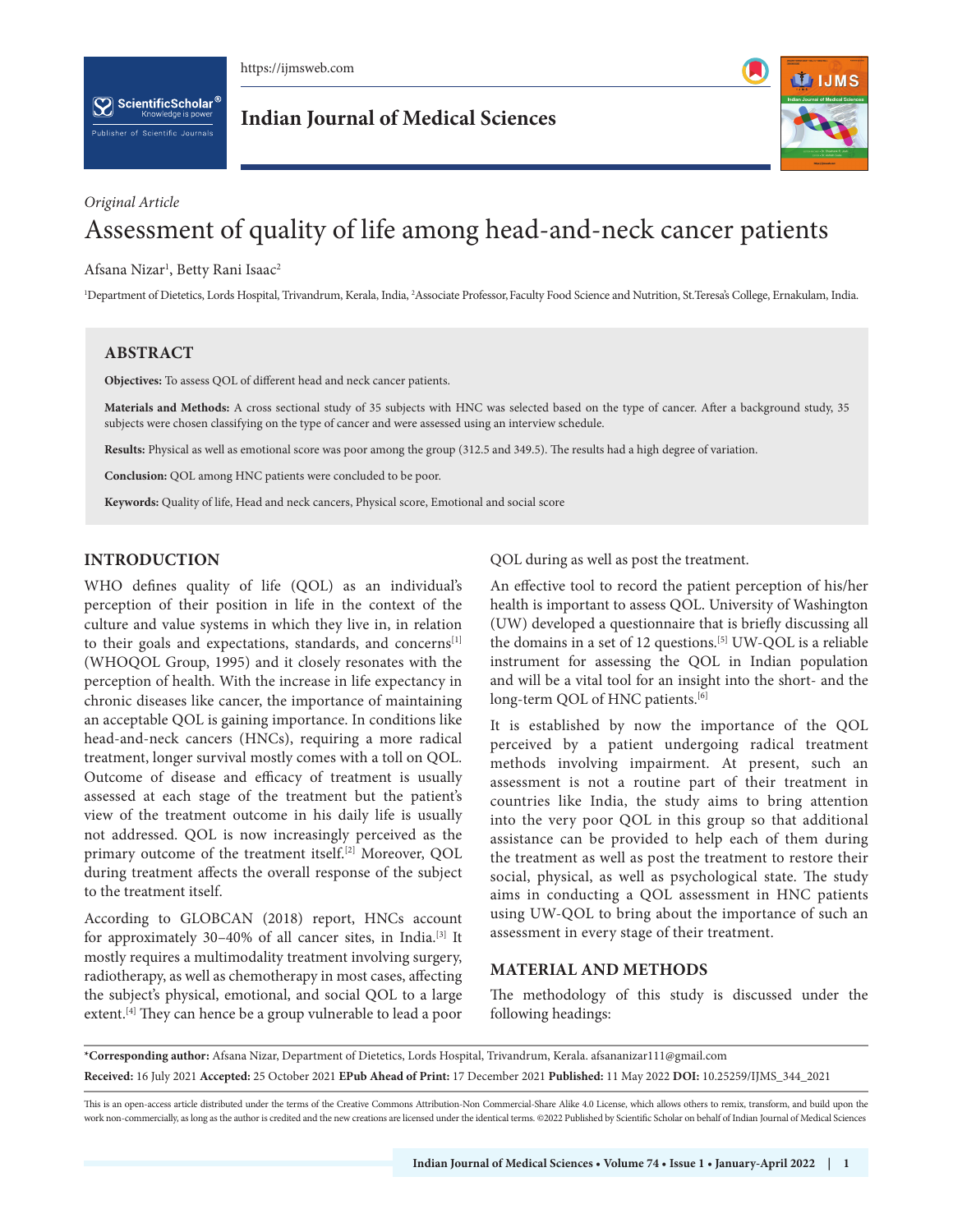*Original Article*

# Assessment of quality of life among head-and-neck cancer patients

Afsana Nizar[1], Betty Rani Isaac[2]

[1]Department of Dietetics, Lords Hospital, Trivandrum, Kerala, India, [2]Associate Professor, Faculty Food Science and Nutrition, St.Teresa's College, Ernakulam, India.

## ABSTRACT

**Objectives:** To assess QOL of different head and neck cancer patients.

**Materials and Methods:** A cross sectional study of 35 subjects with HNC was selected based on the type of cancer. After a background study, 35 subjects were chosen classifying on the type of cancer and were assessed using an interview schedule.

**Results:** Physical as well as emotional score was poor among the group (312.5 and 349.5). The results had a high degree of variation.

**Conclusion:** QOL among HNC patients were concluded to be poor.

**Keywords:** Quality of life, Head and neck cancers, Physical score, Emotional and social score

## INTRODUCTION

WHO defines quality of life (QOL) as an individual's perception of their position in life in the context of the culture and value systems in which they live in, in relation to their goals and expectations, standards, and concerns[1] (WHOQOL Group, 1995) and it closely resonates with the perception of health. With the increase in life expectancy in chronic diseases like cancer, the importance of maintaining an acceptable QOL is gaining importance. In conditions like head-and-neck cancers (HNCs), requiring a more radical treatment, longer survival mostly comes with a toll on QOL. Outcome of disease and efficacy of treatment is usually assessed at each stage of the treatment but the patient's view of the treatment outcome in his daily life is usually not addressed. QOL is now increasingly perceived as the primary outcome of the treatment itself.[2] Moreover, QOL during treatment affects the overall response of the subject to the treatment itself.

According to GLOBCAN (2018) report, HNCs account for approximately 30–40% of all cancer sites, in India.[3] It mostly requires a multimodality treatment involving surgery, radiotherapy, as well as chemotherapy in most cases, affecting the subject's physical, emotional, and social QOL to a large extent.[4] They can hence be a group vulnerable to lead a poor QOL during as well as post the treatment.

An effective tool to record the patient perception of his/her health is important to assess QOL. University of Washington (UW) developed a questionnaire that is briefly discussing all the domains in a set of 12 questions.[5] UW-QOL is a reliable instrument for assessing the QOL in Indian population and will be a vital tool for an insight into the short- and the long-term QOL of HNC patients.[6]

It is established by now the importance of the QOL perceived by a patient undergoing radical treatment methods involving impairment. At present, such an assessment is not a routine part of their treatment in countries like India, the study aims to bring attention into the very poor QOL in this group so that additional assistance can be provided to help each of them during the treatment as well as post the treatment to restore their social, physical, as well as psychological state. The study aims in conducting a QOL assessment in HNC patients using UW-QOL to bring about the importance of such an assessment in every stage of their treatment.

## MATERIAL AND METHODS

The methodology of this study is discussed under the following headings:

---

***Corresponding author:** Afsana Nizar, Department of Dietetics, Lords Hospital, Trivandrum, Kerala. afsananizar111@gmail.com

**Received:** 16 July 2021 **Accepted:** 25 October 2021 **EPub Ahead of Print:** 17 December 2021 **Published:** 11 May 2022 **DOI:** 10.25259/IJMS_344_2021

This is an open-access article distributed under the terms of the Creative Commons Attribution-Non Commercial-Share Alike 4.0 License, which allows others to remix, transform, and build upon the work non-commercially, as long as the author is credited and the new creations are licensed under the identical terms. ©2022 Published by Scientific Scholar on behalf of Indian Journal of Medical Sciences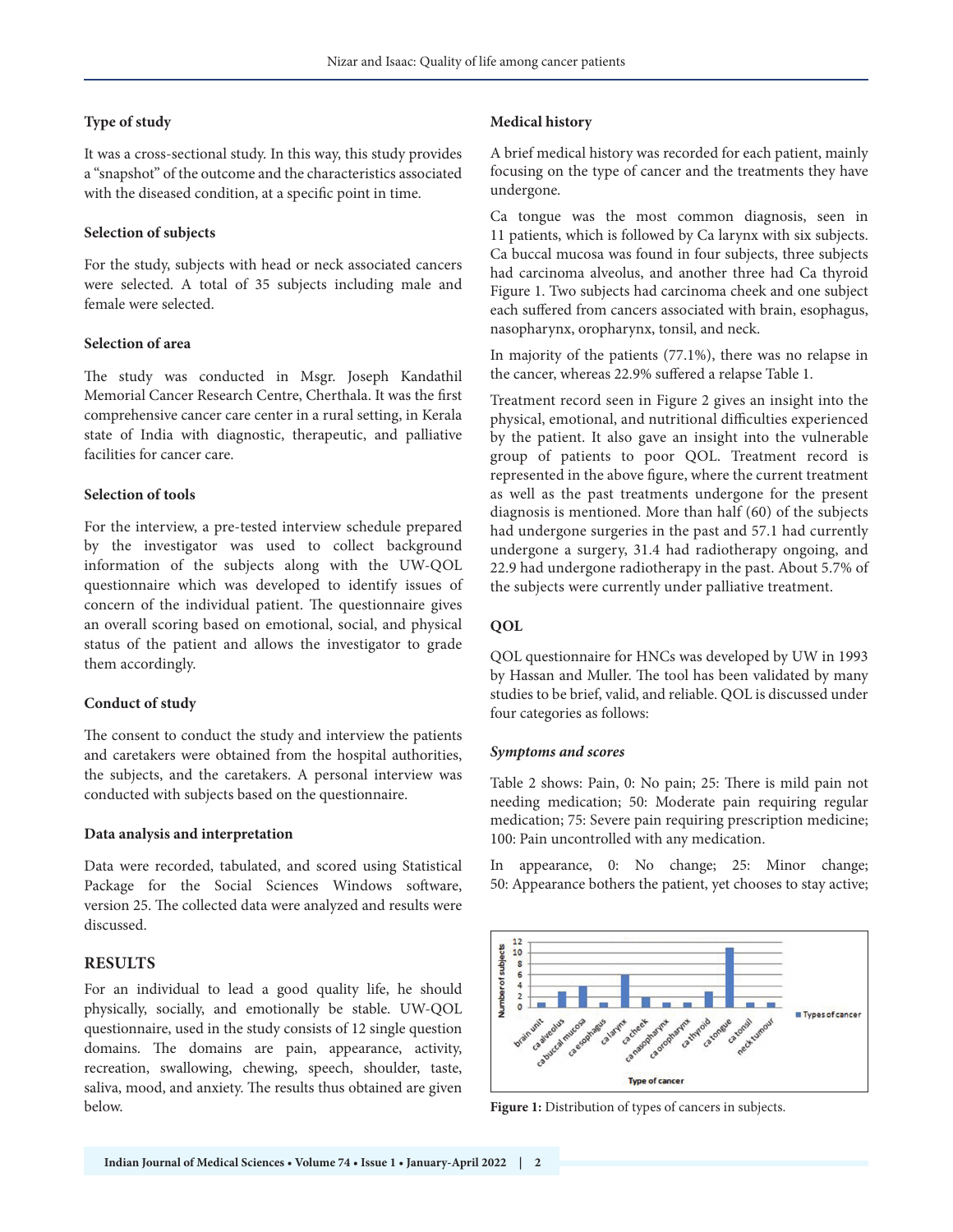### Type of study

It was a cross-sectional study. In this way, this study provides a "snapshot" of the outcome and the characteristics associated with the diseased condition, at a specific point in time.

### Selection of subjects

For the study, subjects with head or neck associated cancers were selected. A total of 35 subjects including male and female were selected.

### Selection of area

The study was conducted in Msgr. Joseph Kandathil Memorial Cancer Research Centre, Cherthala. It was the first comprehensive cancer care center in a rural setting, in Kerala state of India with diagnostic, therapeutic, and palliative facilities for cancer care.

### Selection of tools

For the interview, a pre-tested interview schedule prepared by the investigator was used to collect background information of the subjects along with the UW-QOL questionnaire which was developed to identify issues of concern of the individual patient. The questionnaire gives an overall scoring based on emotional, social, and physical status of the patient and allows the investigator to grade them accordingly.

### Conduct of study

The consent to conduct the study and interview the patients and caretakers were obtained from the hospital authorities, the subjects, and the caretakers. A personal interview was conducted with subjects based on the questionnaire.

### Data analysis and interpretation

Data were recorded, tabulated, and scored using Statistical Package for the Social Sciences Windows software, version 25. The collected data were analyzed and results were discussed.

## RESULTS

For an individual to lead a good quality life, he should physically, socially, and emotionally be stable. UW-QOL questionnaire, used in the study consists of 12 single question domains. The domains are pain, appearance, activity, recreation, swallowing, chewing, speech, shoulder, taste, saliva, mood, and anxiety. The results thus obtained are given below.

### Medical history

A brief medical history was recorded for each patient, mainly focusing on the type of cancer and the treatments they have undergone.

Ca tongue was the most common diagnosis, seen in 11 patients, which is followed by Ca larynx with six subjects. Ca buccal mucosa was found in four subjects, three subjects had carcinoma alveolus, and another three had Ca thyroid Figure 1. Two subjects had carcinoma cheek and one subject each suffered from cancers associated with brain, esophagus, nasopharynx, oropharynx, tonsil, and neck.

In majority of the patients (77.1%), there was no relapse in the cancer, whereas 22.9% suffered a relapse Table 1.

Treatment record seen in Figure 2 gives an insight into the physical, emotional, and nutritional difficulties experienced by the patient. It also gave an insight into the vulnerable group of patients to poor QOL. Treatment record is represented in the above figure, where the current treatment as well as the past treatments undergone for the present diagnosis is mentioned. More than half (60) of the subjects had undergone surgeries in the past and 57.1 had currently undergone a surgery, 31.4 had radiotherapy ongoing, and 22.9 had undergone radiotherapy in the past. About 5.7% of the subjects were currently under palliative treatment.

### QOL

QOL questionnaire for HNCs was developed by UW in 1993 by Hassan and Muller. The tool has been validated by many studies to be brief, valid, and reliable. QOL is discussed under four categories as follows:

#### *Symptoms and scores*

Table 2 shows: Pain, 0: No pain; 25: There is mild pain not needing medication; 50: Moderate pain requiring regular medication; 75: Severe pain requiring prescription medicine; 100: Pain uncontrolled with any medication.

In appearance, 0: No change; 25: Minor change; 50: Appearance bothers the patient, yet chooses to stay active;

**Figure 1:** Distribution of types of cancers in subjects.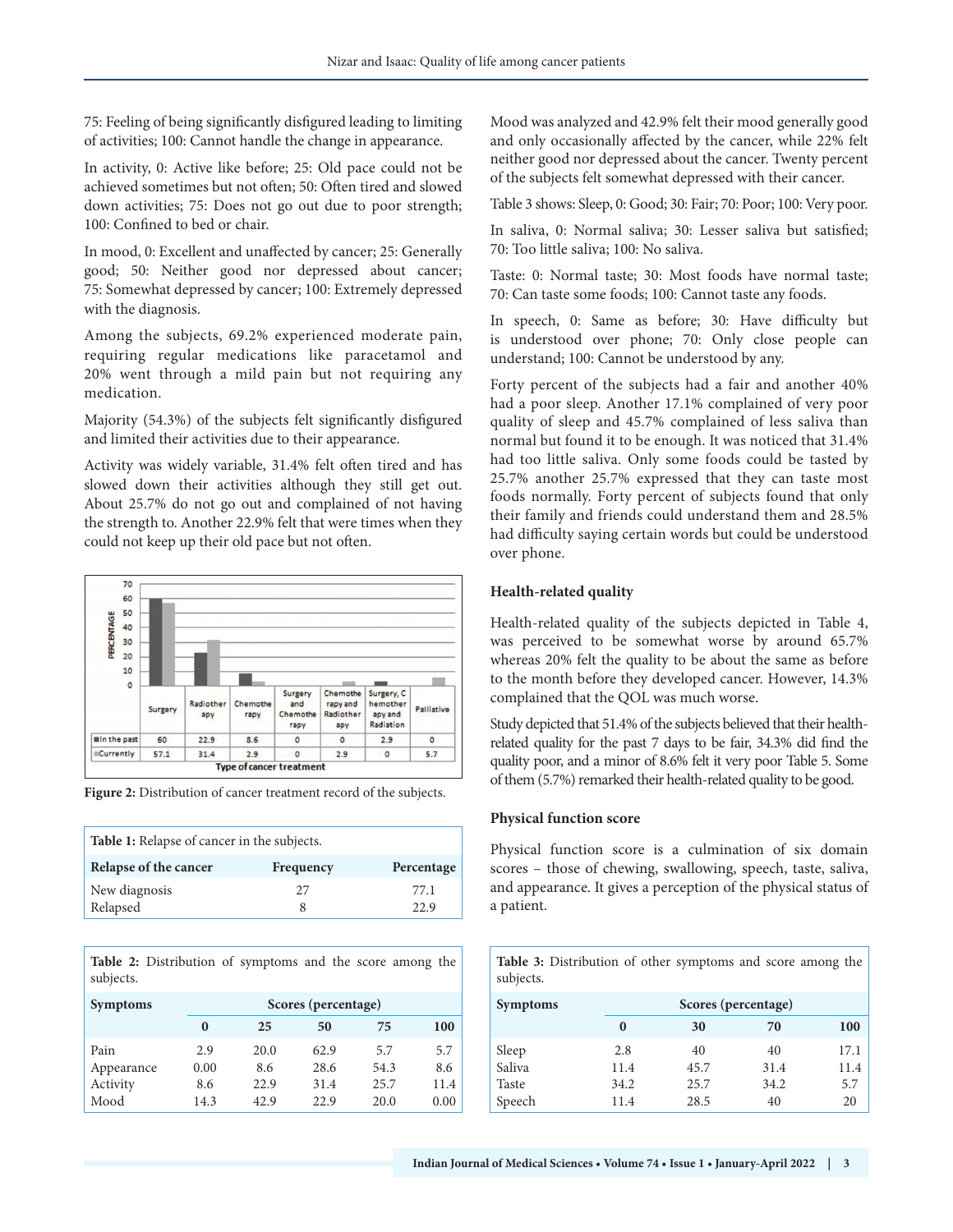75: Feeling of being significantly disfigured leading to limiting of activities; 100: Cannot handle the change in appearance.

In activity, 0: Active like before; 25: Old pace could not be achieved sometimes but not often; 50: Often tired and slowed down activities; 75: Does not go out due to poor strength; 100: Confined to bed or chair.

In mood, 0: Excellent and unaffected by cancer; 25: Generally good; 50: Neither good nor depressed about cancer; 75: Somewhat depressed by cancer; 100: Extremely depressed with the diagnosis.

Among the subjects, 69.2% experienced moderate pain, requiring regular medications like paracetamol and 20% went through a mild pain but not requiring any medication.

Majority (54.3%) of the subjects felt significantly disfigured and limited their activities due to their appearance.

Activity was widely variable, 31.4% felt often tired and has slowed down their activities although they still get out. About 25.7% do not go out and complained of not having the strength to. Another 22.9% felt that were times when they could not keep up their old pace but not often.

| | Surgery | Radiotherapy | Chemotherapy | Surgery and Chemotherapy | Chemotherapy and Radiotherapy | Surgery, Chemotherapy and Radiation | Palliative |
|---|---|---|---|---|---|---|---|
| In the past | 60 | 22.9 | 8.6 | 0 | 0 | 2.9 | 0 |
| Currently | 57.1 | 31.4 | 2.9 | 0 | 2.9 | 0 | 5.7 |

Type of cancer treatment

**Figure 2:** Distribution of cancer treatment record of the subjects.

**Table 1:** Relapse of cancer in the subjects.

| Relapse of the cancer | Frequency | Percentage |
|---|---|---|
| New diagnosis | 27 | 77.1 |
| Relapsed | 8 | 22.9 |

**Table 2:** Distribution of symptoms and the score among the subjects.

| Symptoms | Scores (percentage) | | | | |
|---|---|---|---|---|---|
| | 0 | 25 | 50 | 75 | 100 |
| Pain | 2.9 | 20.0 | 62.9 | 5.7 | 5.7 |
| Appearance | 0.00 | 8.6 | 28.6 | 54.3 | 8.6 |
| Activity | 8.6 | 22.9 | 31.4 | 25.7 | 11.4 |
| Mood | 14.3 | 42.9 | 22.9 | 20.0 | 0.00 |

Mood was analyzed and 42.9% felt their mood generally good and only occasionally affected by the cancer, while 22% felt neither good nor depressed about the cancer. Twenty percent of the subjects felt somewhat depressed with their cancer.

Table 3 shows: Sleep, 0: Good; 30: Fair; 70: Poor; 100: Very poor.

In saliva, 0: Normal saliva; 30: Lesser saliva but satisfied; 70: Too little saliva; 100: No saliva.

Taste: 0: Normal taste; 30: Most foods have normal taste; 70: Can taste some foods; 100: Cannot taste any foods.

In speech, 0: Same as before; 30: Have difficulty but is understood over phone; 70: Only close people can understand; 100: Cannot be understood by any.

Forty percent of the subjects had a fair and another 40% had a poor sleep. Another 17.1% complained of very poor quality of sleep and 45.7% complained of less saliva than normal but found it to be enough. It was noticed that 31.4% had too little saliva. Only some foods could be tasted by 25.7% another 25.7% expressed that they can taste most foods normally. Forty percent of subjects found that only their family and friends could understand them and 28.5% had difficulty saying certain words but could be understood over phone.

### Health-related quality

Health-related quality of the subjects depicted in Table 4, was perceived to be somewhat worse by around 65.7% whereas 20% felt the quality to be about the same as before to the month before they developed cancer. However, 14.3% complained that the QOL was much worse.

Study depicted that 51.4% of the subjects believed that their health-related quality for the past 7 days to be fair, 34.3% did find the quality poor, and a minor of 8.6% felt it very poor Table 5. Some of them (5.7%) remarked their health-related quality to be good.

### Physical function score

Physical function score is a culmination of six domain scores – those of chewing, swallowing, speech, taste, saliva, and appearance. It gives a perception of the physical status of a patient.

**Table 3:** Distribution of other symptoms and score among the subjects.

| Symptoms | Scores (percentage) | | | |
|---|---|---|---|---|
| | 0 | 30 | 70 | 100 |
| Sleep | 2.8 | 40 | 40 | 17.1 |
| Saliva | 11.4 | 45.7 | 31.4 | 11.4 |
| Taste | 34.2 | 25.7 | 34.2 | 5.7 |
| Speech | 11.4 | 28.5 | 40 | 20 |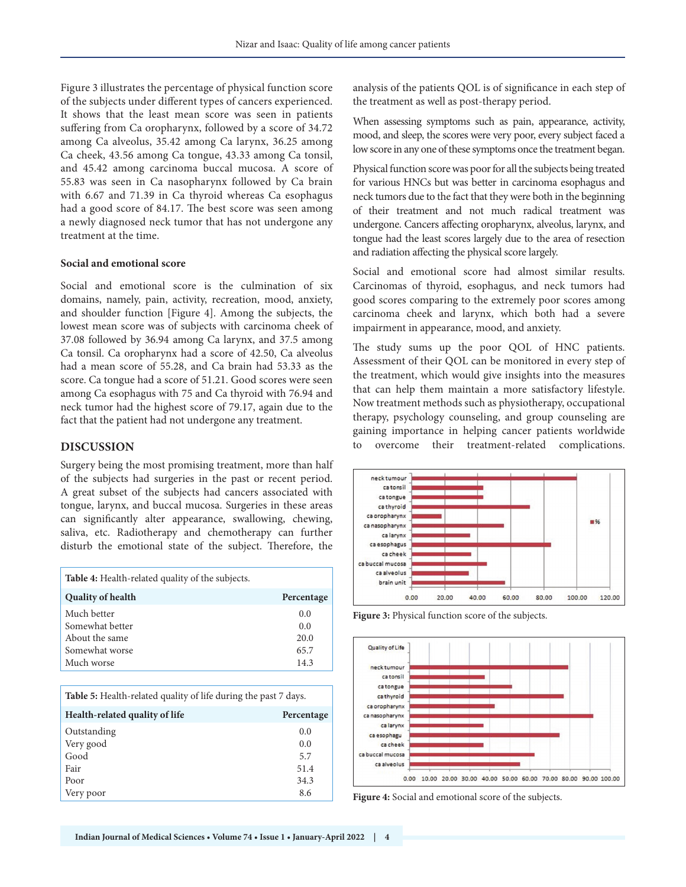Figure 3 illustrates the percentage of physical function score of the subjects under different types of cancers experienced. It shows that the least mean score was seen in patients suffering from Ca oropharynx, followed by a score of 34.72 among Ca alveolus, 35.42 among Ca larynx, 36.25 among Ca cheek, 43.56 among Ca tongue, 43.33 among Ca tonsil, and 45.42 among carcinoma buccal mucosa. A score of 55.83 was seen in Ca nasopharynx followed by Ca brain with 6.67 and 71.39 in Ca thyroid whereas Ca esophagus had a good score of 84.17. The best score was seen among a newly diagnosed neck tumor that has not undergone any treatment at the time.

**Social and emotional score**

Social and emotional score is the culmination of six domains, namely, pain, activity, recreation, mood, anxiety, and shoulder function [Figure 4]. Among the subjects, the lowest mean score was of subjects with carcinoma cheek of 37.08 followed by 36.94 among Ca larynx, and 37.5 among Ca tonsil. Ca oropharynx had a score of 42.50, Ca alveolus had a mean score of 55.28, and Ca brain had 53.33 as the score. Ca tongue had a score of 51.21. Good scores were seen among Ca esophagus with 75 and Ca thyroid with 76.94 and neck tumor had the highest score of 79.17, again due to the fact that the patient had not undergone any treatment.

## DISCUSSION

Surgery being the most promising treatment, more than half of the subjects had surgeries in the past or recent period. A great subset of the subjects had cancers associated with tongue, larynx, and buccal mucosa. Surgeries in these areas can significantly alter appearance, swallowing, chewing, saliva, etc. Radiotherapy and chemotherapy can further disturb the emotional state of the subject. Therefore, the analysis of the patients QOL is of significance in each step of the treatment as well as post-therapy period.

When assessing symptoms such as pain, appearance, activity, mood, and sleep, the scores were very poor, every subject faced a low score in any one of these symptoms once the treatment began.

Physical function score was poor for all the subjects being treated for various HNCs but was better in carcinoma esophagus and neck tumors due to the fact that they were both in the beginning of their treatment and not much radical treatment was undergone. Cancers affecting oropharynx, alveolus, larynx, and tongue had the least scores largely due to the area of resection and radiation affecting the physical score largely.

Social and emotional score had almost similar results. Carcinomas of thyroid, esophagus, and neck tumors had good scores comparing to the extremely poor scores among carcinoma cheek and larynx, which both had a severe impairment in appearance, mood, and anxiety.

The study sums up the poor QOL of HNC patients. Assessment of their QOL can be monitored in every step of the treatment, which would give insights into the measures that can help them maintain a more satisfactory lifestyle. Now treatment methods such as physiotherapy, occupational therapy, psychology counseling, and group counseling are gaining importance in helping cancer patients worldwide to overcome their treatment-related complications.

**Table 4:** Health-related quality of the subjects.

| Quality of health | Percentage |
|---|---|
| Much better | 0.0 |
| Somewhat better | 0.0 |
| About the same | 20.0 |
| Somewhat worse | 65.7 |
| Much worse | 14.3 |

**Table 5:** Health-related quality of life during the past 7 days.

| Health-related quality of life | Percentage |
|---|---|
| Outstanding | 0.0 |
| Very good | 0.0 |
| Good | 5.7 |
| Fair | 51.4 |
| Poor | 34.3 |
| Very poor | 8.6 |

Figure 3: Physical function score of the subjects.

Figure 4: Social and emotional score of the subjects.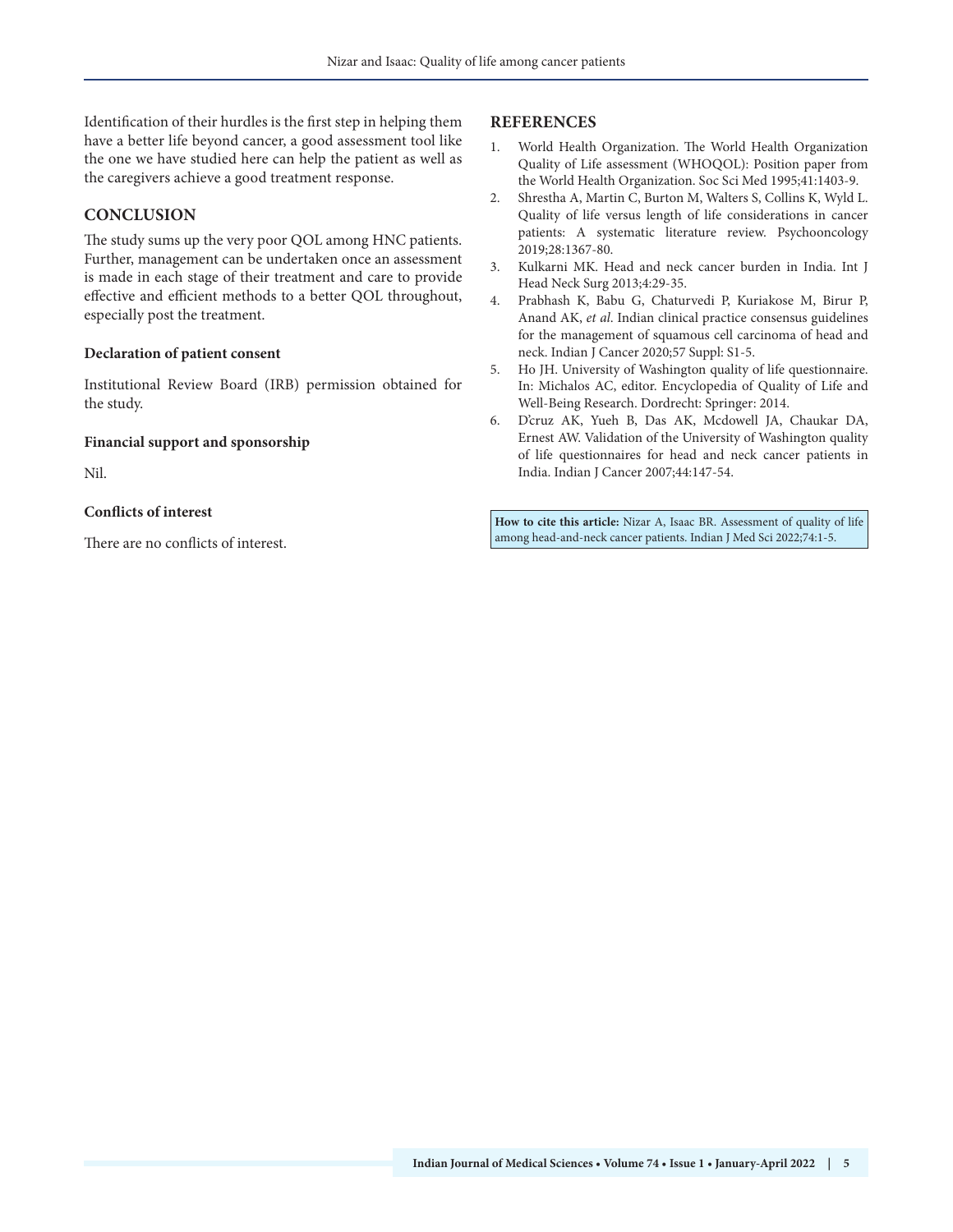Identification of their hurdles is the first step in helping them have a better life beyond cancer, a good assessment tool like the one we have studied here can help the patient as well as the caregivers achieve a good treatment response.

## CONCLUSION

The study sums up the very poor QOL among HNC patients. Further, management can be undertaken once an assessment is made in each stage of their treatment and care to provide effective and efficient methods to a better QOL throughout, especially post the treatment.

### Declaration of patient consent

Institutional Review Board (IRB) permission obtained for the study.

### Financial support and sponsorship

Nil.

### Conflicts of interest

There are no conflicts of interest.

## REFERENCES

1. World Health Organization. The World Health Organization Quality of Life assessment (WHOQOL): Position paper from the World Health Organization. Soc Sci Med 1995;41:1403-9.
2. Shrestha A, Martin C, Burton M, Walters S, Collins K, Wyld L. Quality of life versus length of life considerations in cancer patients: A systematic literature review. Psychooncology 2019;28:1367-80.
3. Kulkarni MK. Head and neck cancer burden in India. Int J Head Neck Surg 2013;4:29-35.
4. Prabhash K, Babu G, Chaturvedi P, Kuriakose M, Birur P, Anand AK, *et al*. Indian clinical practice consensus guidelines for the management of squamous cell carcinoma of head and neck. Indian J Cancer 2020;57 Suppl: S1-5.
5. Ho JH. University of Washington quality of life questionnaire. In: Michalos AC, editor. Encyclopedia of Quality of Life and Well-Being Research. Dordrecht: Springer: 2014.
6. D'cruz AK, Yueh B, Das AK, Mcdowell JA, Chaukar DA, Ernest AW. Validation of the University of Washington quality of life questionnaires for head and neck cancer patients in India. Indian J Cancer 2007;44:147-54.

**How to cite this article:** Nizar A, Isaac BR. Assessment of quality of life among head-and-neck cancer patients. Indian J Med Sci 2022;74:1-5.